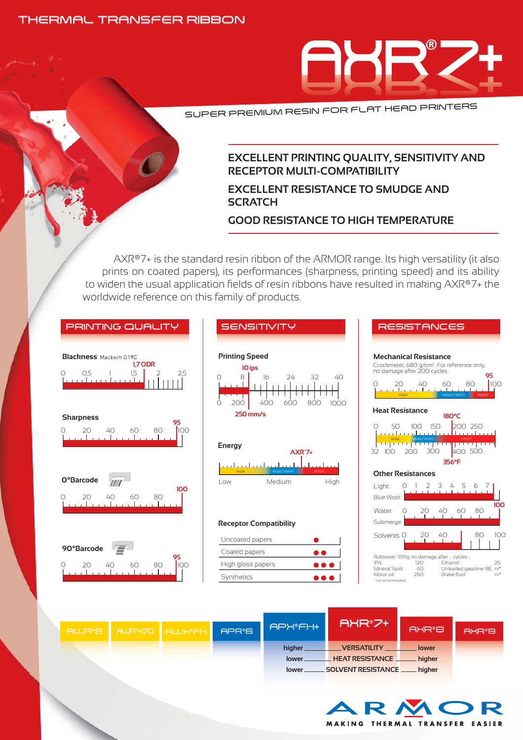THERMAL TRANSFER RIBBON

# AXR®7+

SUPER PREMIUM RESIN FOR FLAT HEAD PRINTERS

## EXCELLENT PRINTING QUALITY, SENSITIVITY AND RECEPTOR MULTI-COMPATIBILITY

## EXCELLENT RESISTANCE TO SMUDGE AND SCRATCH

## GOOD RESISTANCE TO HIGH TEMPERATURE

AXR®7+ is the standard resin ribbon of the ARMOR range. Its high versatility (it also prints on coated papers), its performances (sharpness, printing speed) and its ability to widen the usual application fields of resin ribbons have resulted in making AXR®7+ the worldwide reference on this family of products.

## PRINTING QUALITY

**Blackness** Macbeth D19C: 1,7 ODR (scale 0 – 0,5 – 1 – 1,5 – 2 – 2,5)

**Sharpness**: 95 (scale 0 – 100)

**0°Barcode**: 100 (scale 0 – 100)

**90°Barcode**: 95 (scale 0 – 100)

## SENSITIVITY

**Printing Speed**: 10 ips / 250 mm/s (scale 0 – 40 ips / 0 – 1000 mm/s)

**Energy**: AXR®7+ (scale: Low – Medium – High; wax – wax/resin – resin)

**Receptor Compatibility**

| Receptor | Compatibility |
|---|---|
| Uncoated papers | ● |
| Coated papers | ●● |
| High gloss papers | ●●● |
| Synthetics | ●●● |

## RESISTANCES

**Mechanical Resistance**
Crockmeter, 680 g/cm². For reference only, no damage after 200 cycles
95 (scale 0 – 100; wax – wax/resin – resin)

**Heat Resistance**
180°C / 356°F (scale 0 – 250°C / 32 – 500°F; wax – wax/resin – resin)

**Other Resistances**

- Light (Blue Wool): 7 (scale 0 – 7)
- Water (Submerge): 100 (scale 0 – 100)
- Solvents: scale 0 – 100

Rubtester: 939g, no damage after ... cycles :

| Solvent | Cycles | Solvent | Cycles |
|---|---|---|---|
| IPA: | 120 | Ethanol: | 25 |
| Mineral Spirit: | 60 | Unleaded gasoline 98: | nr* |
| Motor oil: | 250 | Brake fluid: | nr* |

* not recommended

| AWR®8 | AWR®470 | AWX®FH | APR®6 | APX®FH+ | AXR®7+ | AXR®8 | AXR®9 |
|---|---|---|---|---|---|---|---|

| APX®FH+ | AXR®7+ | AXR®8 |
|---|---|---|
| higher | VERSATILITY | lower |
| lower | HEAT RESISTANCE | higher |
| lower | SOLVENT RESISTANCE | higher |

ARMOR
MAKING THERMAL TRANSFER EASIER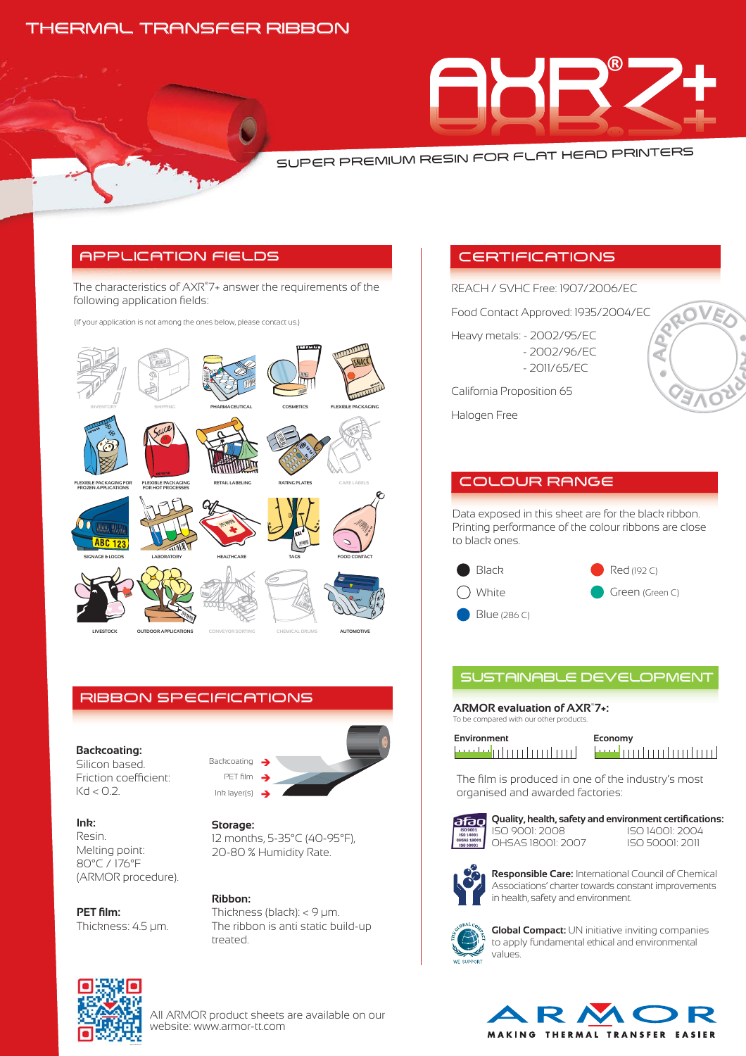# THERMAL TRANSFER RIBBON

# AXR®7+

SUPER PREMIUM RESIN FOR FLAT HEAD PRINTERS

## APPLICATION FIELDS

The characteristics of AXR®7+ answer the requirements of the following application fields:

(If your application is not among the ones below, please contact us.)

INVENTORY
SHIPPING
PHARMACEUTICAL
COSMETICS
FLEXIBLE PACKAGING
FLEXIBLE PACKAGING FOR FROZEN APPLICATIONS
FLEXIBLE PACKAGING FOR HOT PROCESSES
RETAIL LABELING
RATING PLATES
CARE LABELS
SIGNAGE & LOGOS
LABORATORY
HEALTHCARE
TAGS
FOOD CONTACT
LIVESTOCK
OUTDOOR APPLICATIONS
CONVEYOR SORTING
CHEMICAL DRUMS
AUTOMOTIVE

## CERTIFICATIONS

REACH / SVHC Free: 1907/2006/EC

Food Contact Approved: 1935/2004/EC

Heavy metals: - 2002/95/EC
- 2002/96/EC
- 2011/65/EC

California Proposition 65

Halogen Free

## COLOUR RANGE

Data exposed in this sheet are for the black ribbon. Printing performance of the colour ribbons are close to black ones.

- Black
- White
- Blue (286 C)
- Red (192 C)
- Green (Green C)

## RIBBON SPECIFICATIONS

Backcoating
PET film
Ink layer(s)

**Backcoating:**
Silicon based.
Friction coefficient:
Kd < 0.2.

**Ink:**
Resin.
Melting point:
80°C / 176°F
(ARMOR procedure).

**PET film:**
Thickness: 4.5 µm.

**Storage:**
12 months, 5-35°C (40-95°F),
20-80 % Humidity Rate.

**Ribbon:**
Thickness (black): < 9 µm.
The ribbon is anti static build-up treated.

## SUSTAINABLE DEVELOPMENT

**ARMOR evaluation of AXR®7+:**
To be compared with our other products.

Environment

Economy

The film is produced in one of the industry's most organised and awarded factories:

**Quality, health, safety and environment certifications:**
ISO 9001: 2008 — ISO 14001: 2004
OHSAS 18001: 2007 — ISO 50001: 2011

**Responsible Care:** International Council of Chemical Associations' charter towards constant improvements in health, safety and environment.

**Global Compact:** UN initiative inviting companies to apply fundamental ethical and environmental values.

All ARMOR product sheets are available on our website: www.armor-tt.com

ARMOR
MAKING THERMAL TRANSFER EASIER